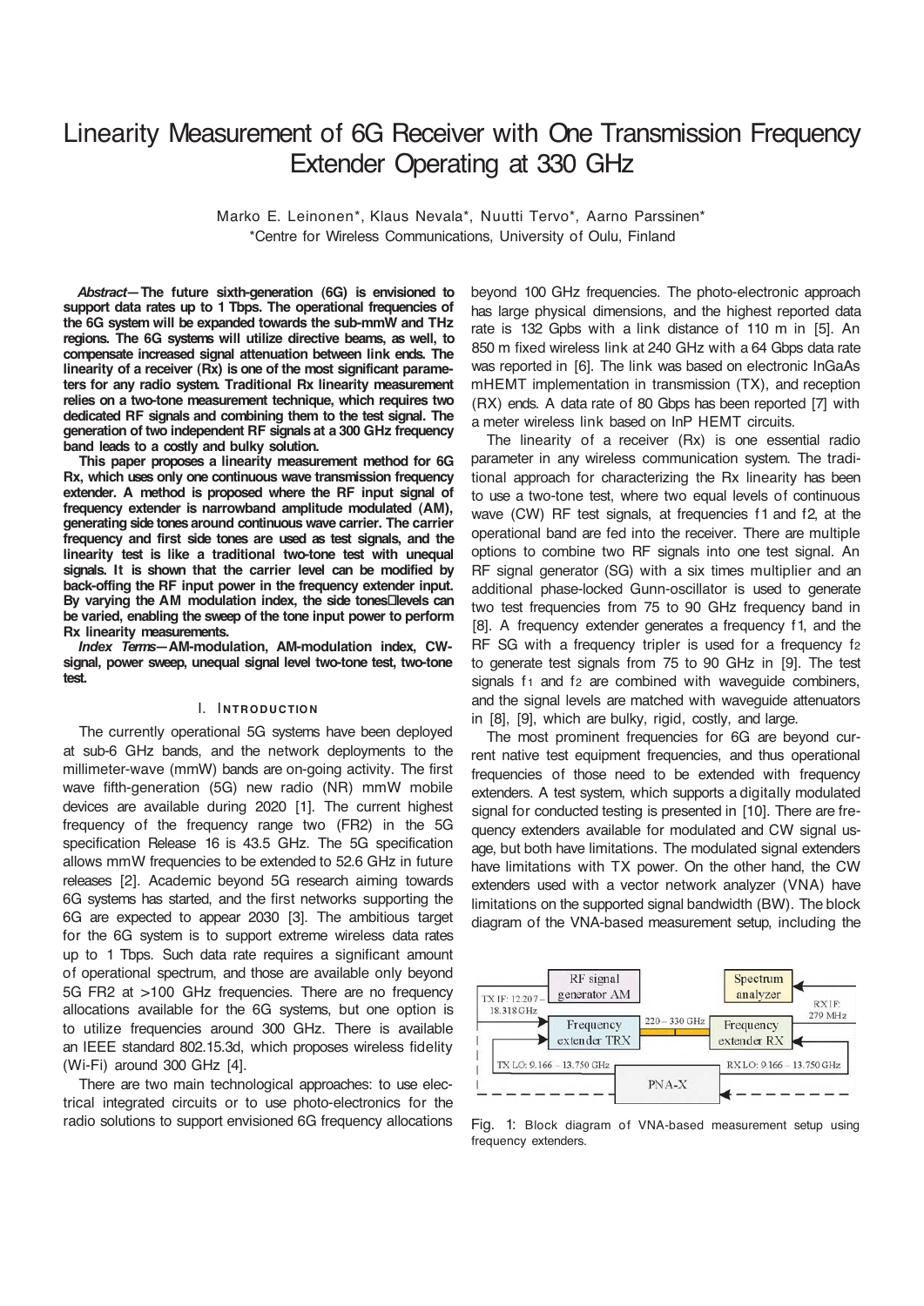# Linearity Measurement of 6G Receiver with One Transmission Frequency Extender Operating at 330 GHz

Marko E. Leinonen*, Klaus Nevala*, Nuutti Tervo*, Aarno Parssinen*
*Centre for Wireless Communications, University of Oulu, Finland

***Abstract*—The future sixth-generation (6G) is envisioned to support data rates up to 1 Tbps. The operational frequencies of the 6G system will be expanded towards the sub-mmW and THz regions. The 6G systems will utilize directive beams, as well, to compensate increased signal attenuation between link ends. The linearity of a receiver (Rx) is one of the most significant parameters for any radio system. Traditional Rx linearity measurement relies on a two-tone measurement technique, which requires two dedicated RF signals and combining them to the test signal. The generation of two independent RF signals at a 300 GHz frequency band leads to a costly and bulky solution.**

**This paper proposes a linearity measurement method for 6G Rx, which uses only one continuous wave transmission frequency extender. A method is proposed where the RF input signal of frequency extender is narrowband amplitude modulated (AM), generating side tones around continuous wave carrier. The carrier frequency and first side tones are used as test signals, and the linearity test is like a traditional two-tone test with unequal signals. It is shown that the carrier level can be modified by back-offing the RF input power in the frequency extender input. By varying the AM modulation index, the side tones levels can be varied, enabling the sweep of the tone input power to perform Rx linearity measurements.**

***Index Terms*—AM-modulation, AM-modulation index, CW-signal, power sweep, unequal signal level two-tone test, two-tone test.**

## I. Introduction

The currently operational 5G systems have been deployed at sub-6 GHz bands, and the network deployments to the millimeter-wave (mmW) bands are on-going activity. The first wave fifth-generation (5G) new radio (NR) mmW mobile devices are available during 2020 [1]. The current highest frequency of the frequency range two (FR2) in the 5G specification Release 16 is 43.5 GHz. The 5G specification allows mmW frequencies to be extended to 52.6 GHz in future releases [2]. Academic beyond 5G research aiming towards 6G systems has started, and the first networks supporting the 6G are expected to appear 2030 [3]. The ambitious target for the 6G system is to support extreme wireless data rates up to 1 Tbps. Such data rate requires a significant amount of operational spectrum, and those are available only beyond 5G FR2 at >100 GHz frequencies. There are no frequency allocations available for the 6G systems, but one option is to utilize frequencies around 300 GHz. There is available an IEEE standard 802.15.3d, which proposes wireless fidelity (Wi-Fi) around 300 GHz [4].

There are two main technological approaches: to use electrical integrated circuits or to use photo-electronics for the radio solutions to support envisioned 6G frequency allocations beyond 100 GHz frequencies. The photo-electronic approach has large physical dimensions, and the highest reported data rate is 132 Gpbs with a link distance of 110 m in [5]. An 850 m fixed wireless link at 240 GHz with a 64 Gbps data rate was reported in [6]. The link was based on electronic InGaAs mHEMT implementation in transmission (TX), and reception (RX) ends. A data rate of 80 Gbps has been reported [7] with a meter wireless link based on InP HEMT circuits.

The linearity of a receiver (Rx) is one essential radio parameter in any wireless communication system. The traditional approach for characterizing the Rx linearity has been to use a two-tone test, where two equal levels of continuous wave (CW) RF test signals, at frequencies f1 and f2, at the operational band are fed into the receiver. There are multiple options to combine two RF signals into one test signal. An RF signal generator (SG) with a six times multiplier and an additional phase-locked Gunn-oscillator is used to generate two test frequencies from 75 to 90 GHz frequency band in [8]. A frequency extender generates a frequency f1, and the RF SG with a frequency tripler is used for a frequency $f_2$ to generate test signals from 75 to 90 GHz in [9]. The test signals $f_1$ and $f_2$ are combined with waveguide combiners, and the signal levels are matched with waveguide attenuators in [8], [9], which are bulky, rigid, costly, and large.

The most prominent frequencies for 6G are beyond current native test equipment frequencies, and thus operational frequencies of those need to be extended with frequency extenders. A test system, which supports a digitally modulated signal for conducted testing is presented in [10]. There are frequency extenders available for modulated and CW signal usage, but both have limitations. The modulated signal extenders have limitations with TX power. On the other hand, the CW extenders used with a vector network analyzer (VNA) have limitations on the supported signal bandwidth (BW). The block diagram of the VNA-based measurement setup, including the

Fig. 1: Block diagram of VNA-based measurement setup using frequency extenders.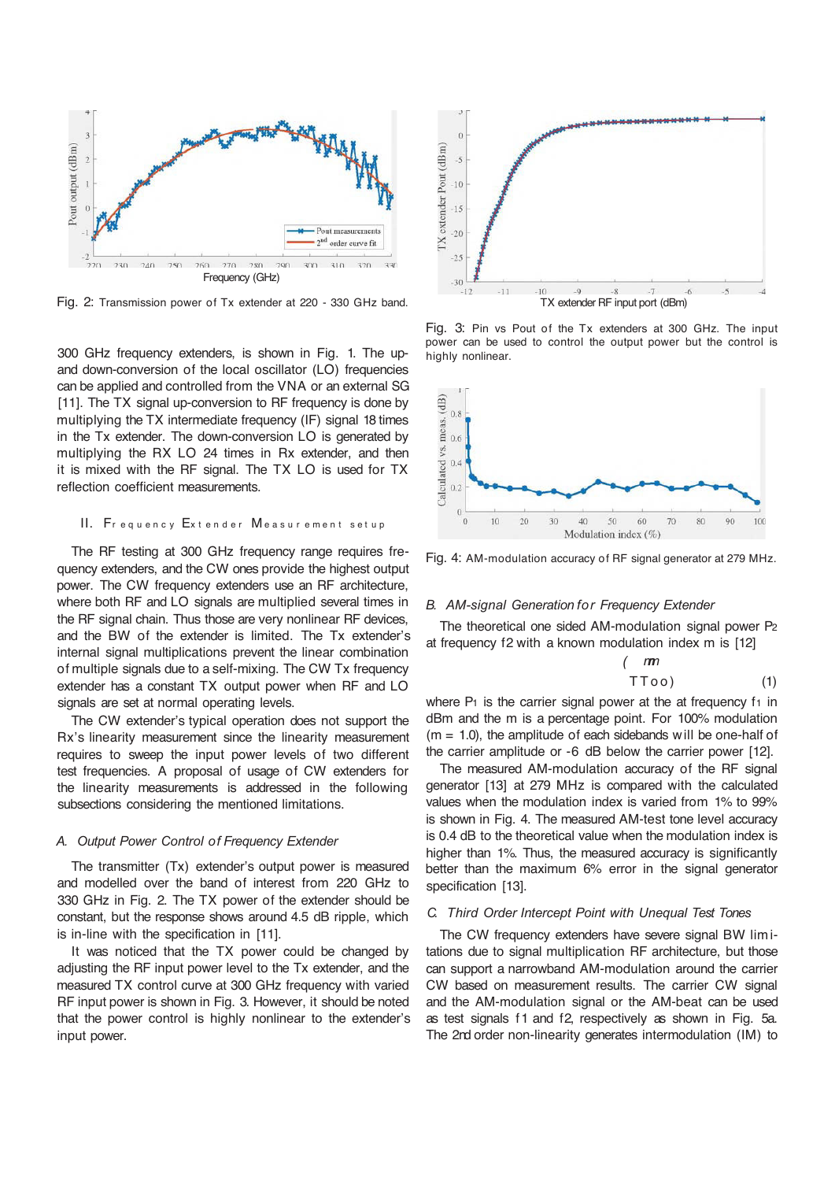Fig. 2: Transmission power of Tx extender at 220 - 330 GHz band.

300 GHz frequency extenders, is shown in Fig. 1. The up- and down-conversion of the local oscillator (LO) frequencies can be applied and controlled from the VNA or an external SG [11]. The TX signal up-conversion to RF frequency is done by multiplying the TX intermediate frequency (IF) signal 18 times in the Tx extender. The down-conversion LO is generated by multiplying the RX LO 24 times in Rx extender, and then it is mixed with the RF signal. The TX LO is used for TX reflection coefficient measurements.

## II. Frequency Extender Measurement setup

The RF testing at 300 GHz frequency range requires frequency extenders, and the CW ones provide the highest output power. The CW frequency extenders use an RF architecture, where both RF and LO signals are multiplied several times in the RF signal chain. Thus those are very nonlinear RF devices, and the BW of the extender is limited. The Tx extender's internal signal multiplications prevent the linear combination of multiple signals due to a self-mixing. The CW Tx frequency extender has a constant TX output power when RF and LO signals are set at normal operating levels.

The CW extender's typical operation does not support the Rx's linearity measurement since the linearity measurement requires to sweep the input power levels of two different test frequencies. A proposal of usage of CW extenders for the linearity measurements is addressed in the following subsections considering the mentioned limitations.

### *A. Output Power Control of Frequency Extender*

The transmitter (Tx) extender's output power is measured and modelled over the band of interest from 220 GHz to 330 GHz in Fig. 2. The TX power of the extender should be constant, but the response shows around 4.5 dB ripple, which is in-line with the specification in [11].

It was noticed that the TX power could be changed by adjusting the RF input power level to the Tx extender, and the measured TX control curve at 300 GHz frequency with varied RF input power is shown in Fig. 3. However, it should be noted that the power control is highly nonlinear to the extender's input power.

Fig. 3: Pin vs Pout of the Tx extenders at 300 GHz. The input power can be used to control the output power but the control is highly nonlinear.

Fig. 4: AM-modulation accuracy of RF signal generator at 279 MHz.

### *B. AM-signal Generation for Frequency Extender*

The theoretical one sided AM-modulation signal power $P_2$ at frequency f2 with a known modulation index m is [12]

$$( \quad m \quad TToo) \tag{1}$$

where $P_1$ is the carrier signal power at the at frequency $f_1$ in dBm and the m is a percentage point. For 100% modulation (m = 1.0), the amplitude of each sidebands will be one-half of the carrier amplitude or -6 dB below the carrier power [12].

The measured AM-modulation accuracy of the RF signal generator [13] at 279 MHz is compared with the calculated values when the modulation index is varied from 1% to 99% is shown in Fig. 4. The measured AM-test tone level accuracy is 0.4 dB to the theoretical value when the modulation index is higher than 1%. Thus, the measured accuracy is significantly better than the maximum 6% error in the signal generator specification [13].

### *C. Third Order Intercept Point with Unequal Test Tones*

The CW frequency extenders have severe signal BW limitations due to signal multiplication RF architecture, but those can support a narrowband AM-modulation around the carrier CW based on measurement results. The carrier CW signal and the AM-modulation signal or the AM-beat can be used as test signals f1 and f2, respectively as shown in Fig. 5a. The 2nd order non-linearity generates intermodulation (IM) to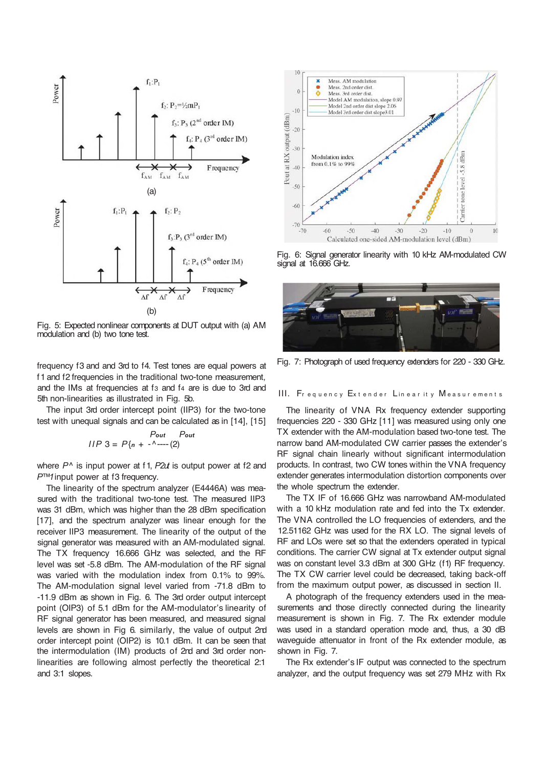Fig. 5: Expected nonlinear components at DUT output with (a) AM modulation and (b) two tone test.

frequency f3 and and 3rd to f4. Test tones are equal powers at f1 and f2 frequencies in the traditional two-tone measurement, and the IMs at frequencies at f3 and f4 are is due to 3rd and 5th non-linearities as illustrated in Fig. 5b.

The input 3rd order intercept point (IIP3) for the two-tone test with unequal signals and can be calculated as in [14], [15]

$$IIP3 = P\{n + \frac{P_{out}}{\text{-}} \frac{P_{out}}{\hat{}} \text{----} (2)$$

where $P^\wedge$ is input power at f1, $P2ut$ is output power at f2 and $P^{TM}1$ input power at f3 frequency.

The linearity of the spectrum analyzer (E4446A) was measured with the traditional two-tone test. The measured IIP3 was 31 dBm, which was higher than the 28 dBm specification [17], and the spectrum analyzer was linear enough for the receiver IIP3 measurement. The linearity of the output of the signal generator was measured with an AM-modulated signal. The TX frequency 16.666 GHz was selected, and the RF level was set -5.8 dBm. The AM-modulation of the RF signal was varied with the modulation index from 0.1% to 99%. The AM-modulation signal level varied from -71.8 dBm to -11.9 dBm as shown in Fig. 6. The 3rd order output intercept point (OIP3) of 5.1 dBm for the AM-modulator's linearity of RF signal generator has been measured, and measured signal levels are shown in Fig 6. similarly, the value of output 2rd order intercept point (OIP2) is 10.1 dBm. It can be seen that the intermodulation (IM) products of 2nd and 3rd order nonlinearities are following almost perfectly the theoretical 2:1 and 3:1 slopes.

Fig. 6: Signal generator linearity with 10 kHz AM-modulated CW signal at 16.666 GHz.

Fig. 7: Photograph of used frequency extenders for 220 - 330 GHz.

## III. Frequency Extender Linearity Measurements

The linearity of VNA Rx frequency extender supporting frequencies 220 - 330 GHz [11] was measured using only one TX extender with the AM-modulation based two-tone test. The narrow band AM-modulated CW carrier passes the extender's RF signal chain linearly without significant intermodulation products. In contrast, two CW tones within the VNA frequency extender generates intermodulation distortion components over the whole spectrum the extender.

The TX IF of 16.666 GHz was narrowband AM-modulated with a 10 kHz modulation rate and fed into the Tx extender. The VNA controlled the LO frequencies of extenders, and the 12.51162 GHz was used for the RX LO. The signal levels of RF and LOs were set so that the extenders operated in typical conditions. The carrier CW signal at Tx extender output signal was on constant level 3.3 dBm at 300 GHz (f1) RF frequency. The TX CW carrier level could be decreased, taking back-off from the maximum output power, as discussed in section II.

A photograph of the frequency extenders used in the measurements and those directly connected during the linearity measurement is shown in Fig. 7. The Rx extender module was used in a standard operation mode and, thus, a 30 dB waveguide attenuator in front of the Rx extender module, as shown in Fig. 7.

The Rx extender's IF output was connected to the spectrum analyzer, and the output frequency was set 279 MHz with Rx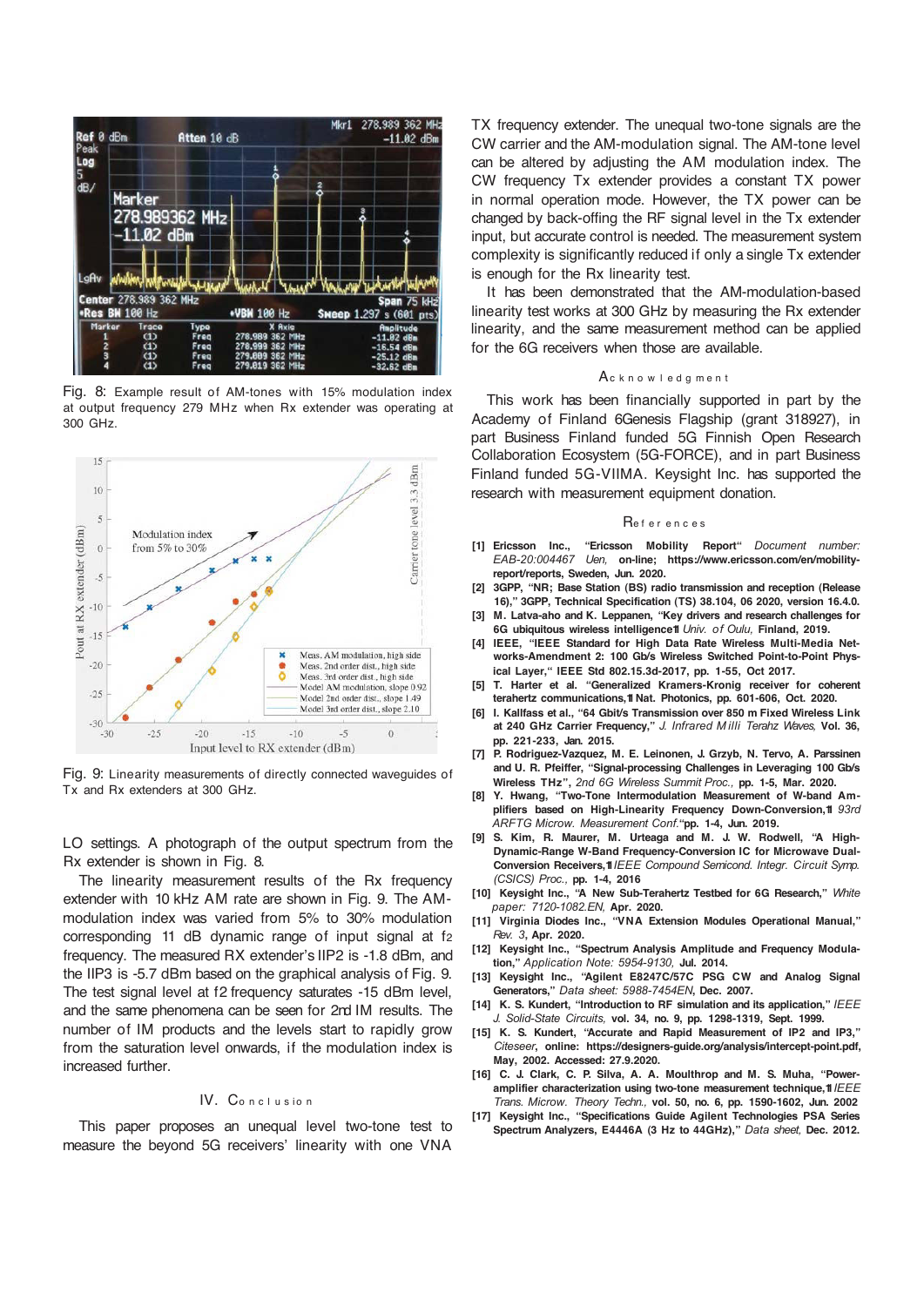Mkr1 278.989 362 MHz
Ref 0 dBm Atten 10 dB -11.02 dBm
Peak
Log
5
dB/
Marker
278.989362 MHz
-11.02 dBm
LgAv
Center 278.989 362 MHz Span 75 kHz
•Res BW 100 Hz •VBW 100 Hz Sweep 1.297 s (601 pts)
Marker Trace Type X Axis Amplitude
1 (1) Freq 278.989 362 MHz -11.02 dBm
2 (1) Freq 278.999 362 MHz -16.54 dBm
3 (1) Freq 279.009 362 MHz -25.12 dBm
4 (1) Freq 279.019 362 MHz -32.82 dBm

Fig. 8: Example result of AM-tones with 15% modulation index at output frequency 279 MHz when Rx extender was operating at 300 GHz.

Pout at RX extender (dBm)
Input level to RX extender (dBm)
Modulation index from 5% to 30%
Carrier tone level 3.3 dBm
Meas. AM modulation, high side
Meas. 2nd order dist., high side
Meas. 3rd order dist., high side
Model AM modulation, slope 0.92
Model 2nd order dist., slope 1.49
Model 3rd order dist., slope 2.10

Fig. 9: Linearity measurements of directly connected waveguides of Tx and Rx extenders at 300 GHz.

LO settings. A photograph of the output spectrum from the Rx extender is shown in Fig. 8.

The linearity measurement results of the Rx frequency extender with 10 kHz AM rate are shown in Fig. 9. The AM-modulation index was varied from 5% to 30% modulation corresponding 11 dB dynamic range of input signal at f2 frequency. The measured RX extender's IIP2 is -1.8 dBm, and the IIP3 is -5.7 dBm based on the graphical analysis of Fig. 9. The test signal level at f2 frequency saturates -15 dBm level, and the same phenomena can be seen for 2nd IM results. The number of IM products and the levels start to rapidly grow from the saturation level onwards, if the modulation index is increased further.

## IV. Conclusion

This paper proposes an unequal level two-tone test to measure the beyond 5G receivers' linearity with one VNA TX frequency extender. The unequal two-tone signals are the CW carrier and the AM-modulation signal. The AM-tone level can be altered by adjusting the AM modulation index. The CW frequency Tx extender provides a constant TX power in normal operation mode. However, the TX power can be changed by back-offing the RF signal level in the Tx extender input, but accurate control is needed. The measurement system complexity is significantly reduced if only a single Tx extender is enough for the Rx linearity test.

It has been demonstrated that the AM-modulation-based linearity test works at 300 GHz by measuring the Rx extender linearity, and the same measurement method can be applied for the 6G receivers when those are available.

## Acknowledgment

This work has been financially supported in part by the Academy of Finland 6Genesis Flagship (grant 318927), in part Business Finland funded 5G Finnish Open Research Collaboration Ecosystem (5G-FORCE), and in part Business Finland funded 5G-VIIMA. Keysight Inc. has supported the research with measurement equipment donation.

## References

[1] Ericsson Inc., "Ericsson Mobility Report" *Document number: EAB-20:004467 Uen*, on-line; https://www.ericsson.com/en/mobility-report/reports, Sweden, Jun. 2020.

[2] 3GPP, "NR; Base Station (BS) radio transmission and reception (Release 16)," 3GPP, Technical Specification (TS) 38.104, 06 2020, version 16.4.0.

[3] M. Latva-aho and K. Leppanen, "Key drivers and research challenges for 6G ubiquitous wireless intelligence," *Univ. of Oulu*, Finland, 2019.

[4] IEEE, "IEEE Standard for High Data Rate Wireless Multi-Media Networks-Amendment 2: 100 Gb/s Wireless Switched Point-to-Point Physical Layer," IEEE Std 802.15.3d-2017, pp. 1-55, Oct 2017.

[5] T. Harter et al. "Generalized Kramers-Kronig receiver for coherent terahertz communications," Nat. Photonics, pp. 601-606, Oct. 2020.

[6] I. Kallfass et al., "64 Gbit/s Transmission over 850 m Fixed Wireless Link at 240 GHz Carrier Frequency," *J. Infrared Milli Terahz Waves*, Vol. 36, pp. 221-233, Jan. 2015.

[7] P. Rodriguez-Vazquez, M. E. Leinonen, J. Grzyb, N. Tervo, A. Parssinen and U. R. Pfeiffer, "Signal-processing Challenges in Leveraging 100 Gb/s Wireless THz", *2nd 6G Wireless Summit Proc.*, pp. 1-5, Mar. 2020.

[8] Y. Hwang, "Two-Tone Intermodulation Measurement of W-band Amplifiers based on High-Linearity Frequency Down-Conversion," *93rd ARFTG Microw. Measurement Conf.*"pp. 1-4, Jun. 2019.

[9] S. Kim, R. Maurer, M. Urteaga and M. J. W. Rodwell, "A High-Dynamic-Range W-Band Frequency-Conversion IC for Microwave Dual-Conversion Receivers," *IEEE Compound Semicond. Integr. Circuit Symp. (CSICS) Proc.*, pp. 1-4, 2016

[10] Keysight Inc., "A New Sub-Terahertz Testbed for 6G Research," *White paper: 7120-1082.EN*, Apr. 2020.

[11] Virginia Diodes Inc., "VNA Extension Modules Operational Manual," *Rev. 3*, Apr. 2020.

[12] Keysight Inc., "Spectrum Analysis Amplitude and Frequency Modulation," *Application Note: 5954-9130*, Jul. 2014.

[13] Keysight Inc., "Agilent E8247C/57C PSG CW and Analog Signal Generators," *Data sheet: 5988-7454EN*, Dec. 2007.

[14] K. S. Kundert, "Introduction to RF simulation and its application," *IEEE J. Solid-State Circuits*, vol. 34, no. 9, pp. 1298-1319, Sept. 1999.

[15] K. S. Kundert, "Accurate and Rapid Measurement of IP2 and IP3," *Citeseer*, online: https://designers-guide.org/analysis/intercept-point.pdf, May, 2002. Accessed: 27.9.2020.

[16] C. J. Clark, C. P. Silva, A. A. Moulthrop and M. S. Muha, "Power-amplifier characterization using two-tone measurement technique," *IEEE Trans. Microw. Theory Techn.*, vol. 50, no. 6, pp. 1590-1602, Jun. 2002

[17] Keysight Inc., "Specifications Guide Agilent Technologies PSA Series Spectrum Analyzers, E4446A (3 Hz to 44GHz)," *Data sheet*, Dec. 2012.